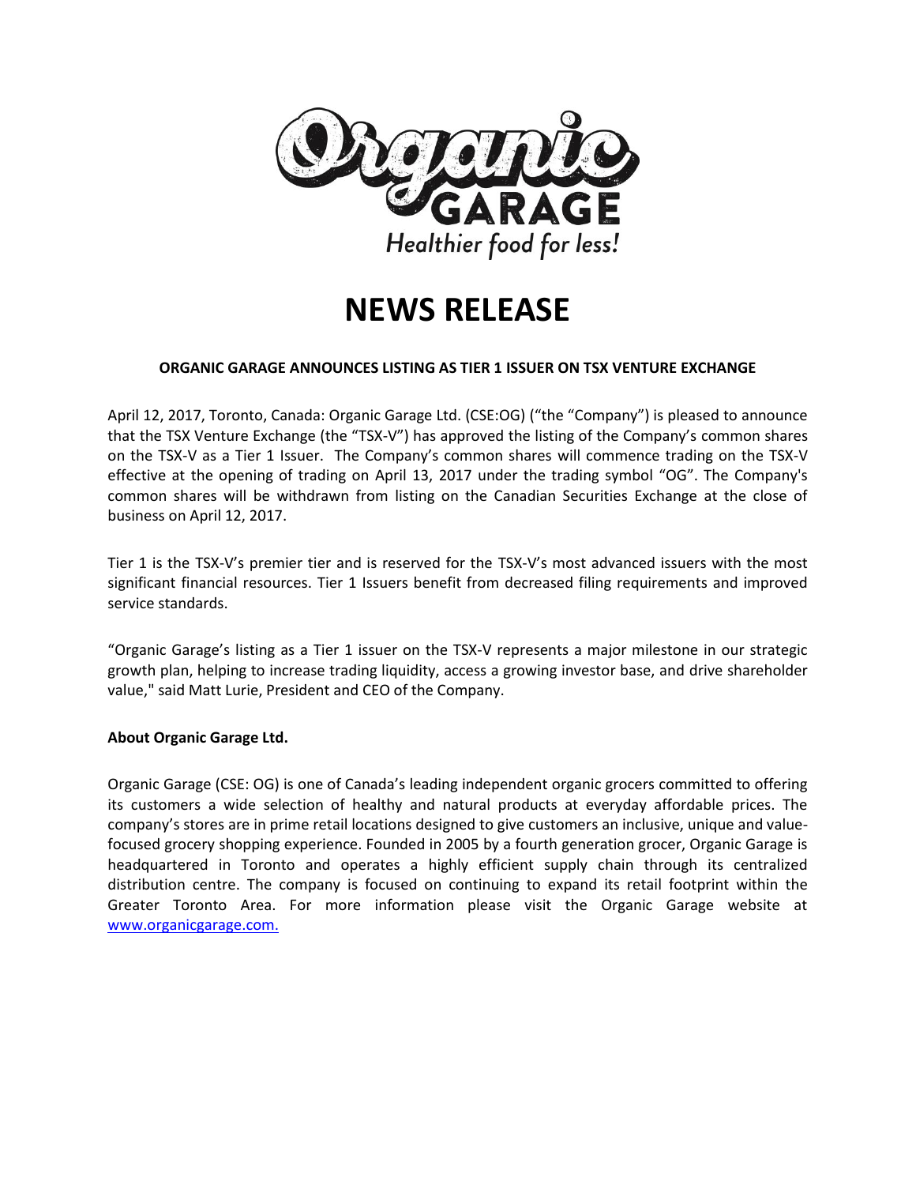Organic GARAGE

Healthier food for less!

# NEWS RELEASE

**ORGANIC GARAGE ANNOUNCES LISTING AS TIER 1 ISSUER ON TSX VENTURE EXCHANGE**

April 12, 2017, Toronto, Canada: Organic Garage Ltd. (CSE:OG) ("the "Company") is pleased to announce that the TSX Venture Exchange (the "TSX-V") has approved the listing of the Company's common shares on the TSX-V as a Tier 1 Issuer. The Company's common shares will commence trading on the TSX-V effective at the opening of trading on April 13, 2017 under the trading symbol "OG". The Company's common shares will be withdrawn from listing on the Canadian Securities Exchange at the close of business on April 12, 2017.

Tier 1 is the TSX-V's premier tier and is reserved for the TSX-V's most advanced issuers with the most significant financial resources. Tier 1 Issuers benefit from decreased filing requirements and improved service standards.

"Organic Garage's listing as a Tier 1 issuer on the TSX-V represents a major milestone in our strategic growth plan, helping to increase trading liquidity, access a growing investor base, and drive shareholder value," said Matt Lurie, President and CEO of the Company.

**About Organic Garage Ltd.**

Organic Garage (CSE: OG) is one of Canada's leading independent organic grocers committed to offering its customers a wide selection of healthy and natural products at everyday affordable prices. The company's stores are in prime retail locations designed to give customers an inclusive, unique and value-focused grocery shopping experience. Founded in 2005 by a fourth generation grocer, Organic Garage is headquartered in Toronto and operates a highly efficient supply chain through its centralized distribution centre. The company is focused on continuing to expand its retail footprint within the Greater Toronto Area. For more information please visit the Organic Garage website at [www.organicgarage.com.](http://www.organicgarage.com)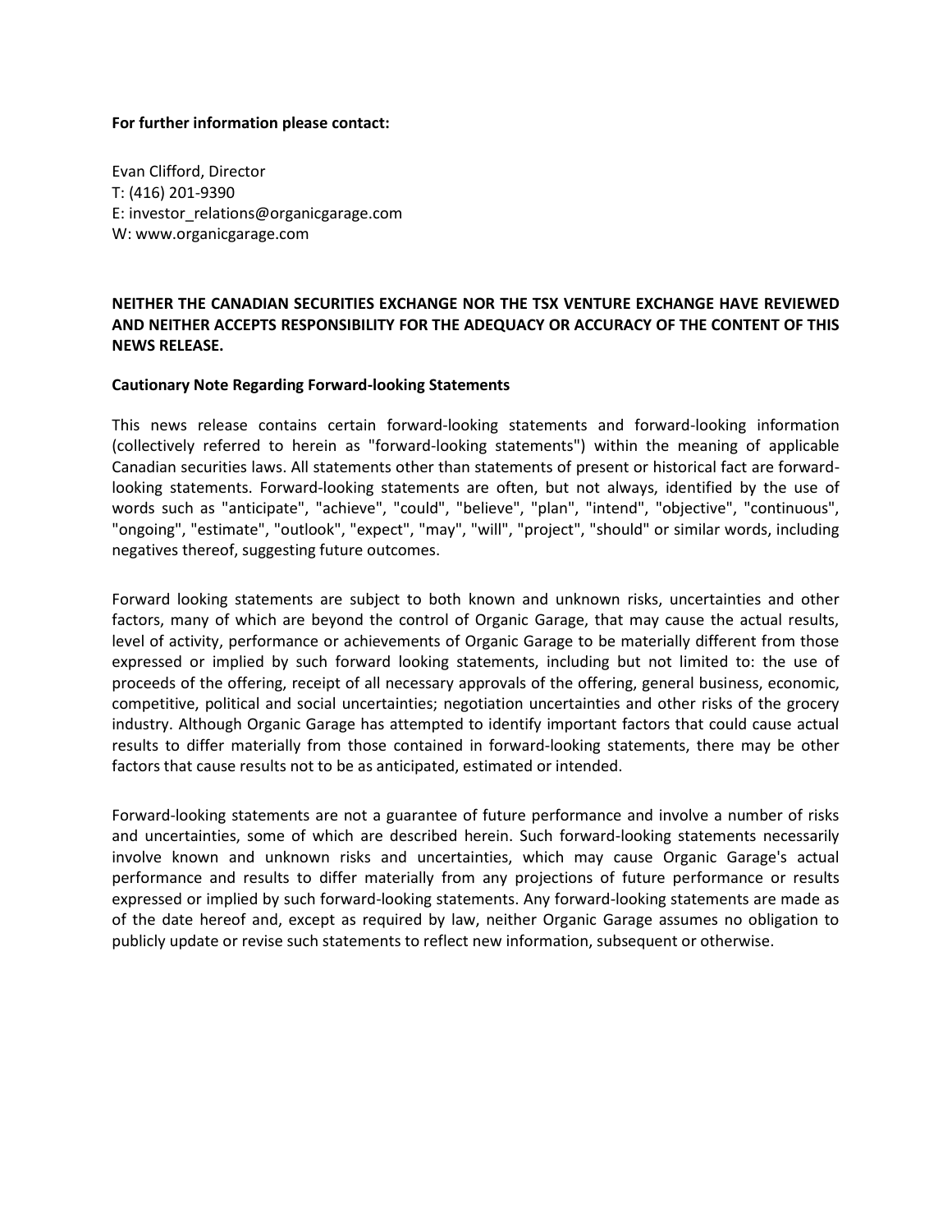**For further information please contact:**

Evan Clifford, Director
T: (416) 201-9390
E: investor_relations@organicgarage.com
W: www.organicgarage.com

**NEITHER THE CANADIAN SECURITIES EXCHANGE NOR THE TSX VENTURE EXCHANGE HAVE REVIEWED AND NEITHER ACCEPTS RESPONSIBILITY FOR THE ADEQUACY OR ACCURACY OF THE CONTENT OF THIS NEWS RELEASE.**

**Cautionary Note Regarding Forward-looking Statements**

This news release contains certain forward-looking statements and forward-looking information (collectively referred to herein as "forward-looking statements") within the meaning of applicable Canadian securities laws. All statements other than statements of present or historical fact are forward-looking statements. Forward-looking statements are often, but not always, identified by the use of words such as "anticipate", "achieve", "could", "believe", "plan", "intend", "objective", "continuous", "ongoing", "estimate", "outlook", "expect", "may", "will", "project", "should" or similar words, including negatives thereof, suggesting future outcomes.

Forward looking statements are subject to both known and unknown risks, uncertainties and other factors, many of which are beyond the control of Organic Garage, that may cause the actual results, level of activity, performance or achievements of Organic Garage to be materially different from those expressed or implied by such forward looking statements, including but not limited to: the use of proceeds of the offering, receipt of all necessary approvals of the offering, general business, economic, competitive, political and social uncertainties; negotiation uncertainties and other risks of the grocery industry. Although Organic Garage has attempted to identify important factors that could cause actual results to differ materially from those contained in forward-looking statements, there may be other factors that cause results not to be as anticipated, estimated or intended.

Forward-looking statements are not a guarantee of future performance and involve a number of risks and uncertainties, some of which are described herein. Such forward-looking statements necessarily involve known and unknown risks and uncertainties, which may cause Organic Garage's actual performance and results to differ materially from any projections of future performance or results expressed or implied by such forward-looking statements. Any forward-looking statements are made as of the date hereof and, except as required by law, neither Organic Garage assumes no obligation to publicly update or revise such statements to reflect new information, subsequent or otherwise.